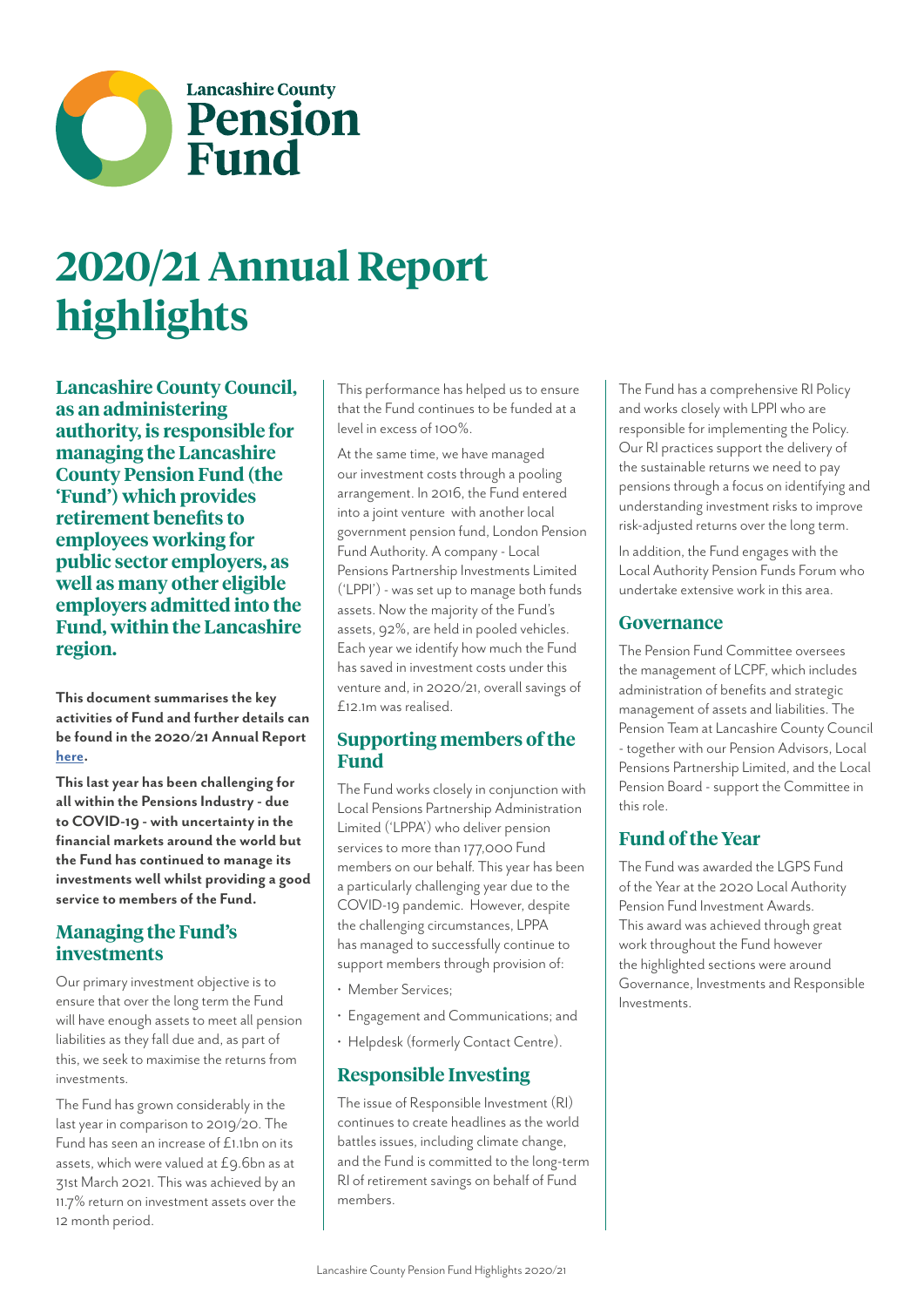Lancashire County

# Pension Fund

# 2020/21 Annual Report highlights

**Lancashire County Council, as an administering authority, is responsible for managing the Lancashire County Pension Fund (the 'Fund') which provides retirement benefits to employees working for public sector employers, as well as many other eligible employers admitted into the Fund, within the Lancashire region.**

**This document summarises the key activities of Fund and further details can be found in the 2020/21 Annual Report here.**

**This last year has been challenging for all within the Pensions Industry - due to COVID-19 - with uncertainty in the financial markets around the world but the Fund has continued to manage its investments well whilst providing a good service to members of the Fund.**

## Managing the Fund's investments

Our primary investment objective is to ensure that over the long term the Fund will have enough assets to meet all pension liabilities as they fall due and, as part of this, we seek to maximise the returns from investments.

The Fund has grown considerably in the last year in comparison to 2019/20. The Fund has seen an increase of £1.1bn on its assets, which were valued at £9.6bn as at 31st March 2021. This was achieved by an 11.7% return on investment assets over the 12 month period.

This performance has helped us to ensure that the Fund continues to be funded at a level in excess of 100%.

At the same time, we have managed our investment costs through a pooling arrangement. In 2016, the Fund entered into a joint venture with another local government pension fund, London Pension Fund Authority. A company - Local Pensions Partnership Investments Limited ('LPPI') - was set up to manage both funds assets. Now the majority of the Fund's assets, 92%, are held in pooled vehicles. Each year we identify how much the Fund has saved in investment costs under this venture and, in 2020/21, overall savings of £12.1m was realised.

## Supporting members of the Fund

The Fund works closely in conjunction with Local Pensions Partnership Administration Limited ('LPPA') who deliver pension services to more than 177,000 Fund members on our behalf. This year has been a particularly challenging year due to the COVID-19 pandemic. However, despite the challenging circumstances, LPPA has managed to successfully continue to support members through provision of:

- Member Services;
- Engagement and Communications; and
- Helpdesk (formerly Contact Centre).

## Responsible Investing

The issue of Responsible Investment (RI) continues to create headlines as the world battles issues, including climate change, and the Fund is committed to the long-term RI of retirement savings on behalf of Fund members.

The Fund has a comprehensive RI Policy and works closely with LPPI who are responsible for implementing the Policy. Our RI practices support the delivery of the sustainable returns we need to pay pensions through a focus on identifying and understanding investment risks to improve risk-adjusted returns over the long term.

In addition, the Fund engages with the Local Authority Pension Funds Forum who undertake extensive work in this area.

## Governance

The Pension Fund Committee oversees the management of LCPF, which includes administration of benefits and strategic management of assets and liabilities. The Pension Team at Lancashire County Council - together with our Pension Advisors, Local Pensions Partnership Limited, and the Local Pension Board - support the Committee in this role.

## Fund of the Year

The Fund was awarded the LGPS Fund of the Year at the 2020 Local Authority Pension Fund Investment Awards. This award was achieved through great work throughout the Fund however the highlighted sections were around Governance, Investments and Responsible Investments.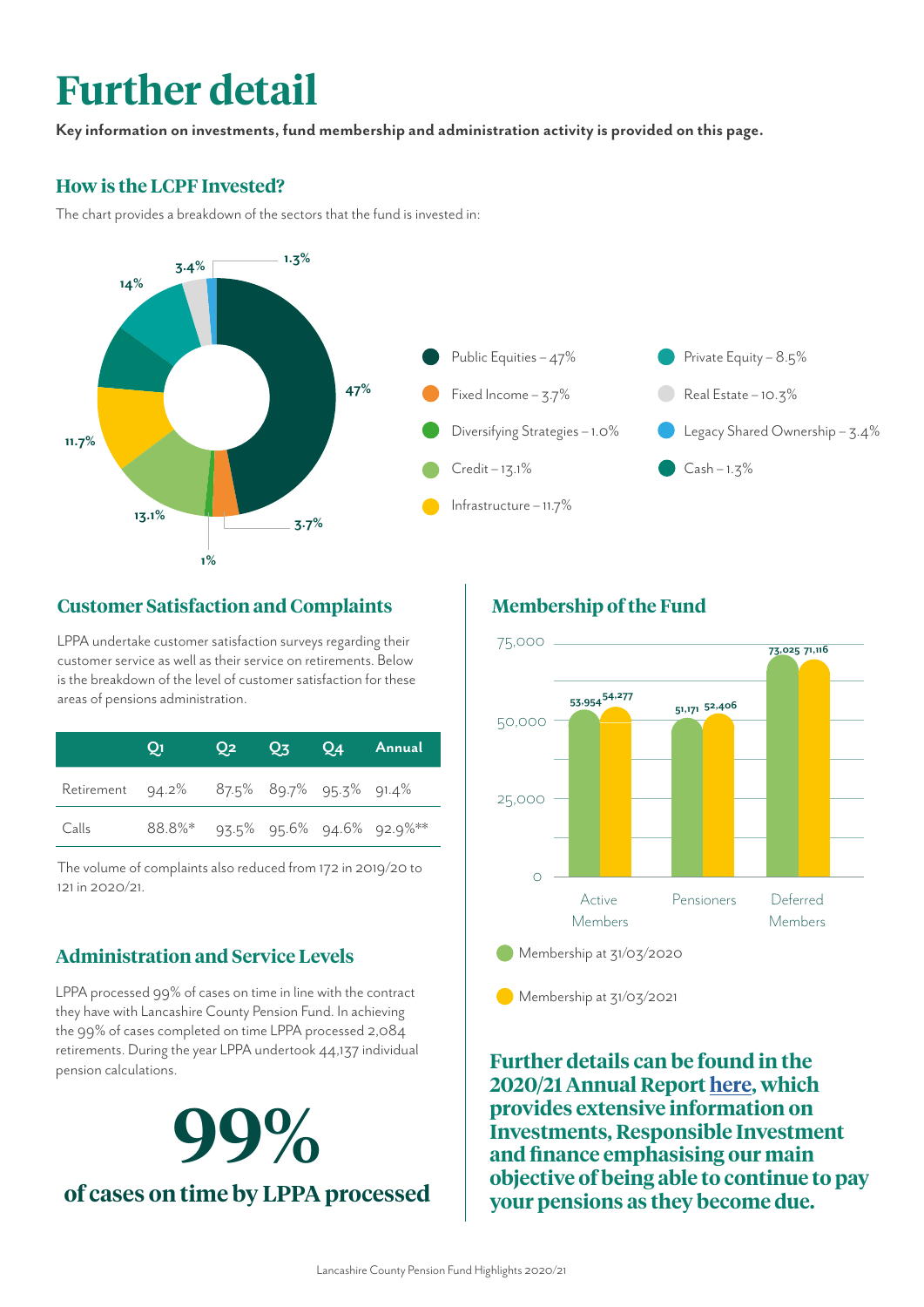# Further detail

**Key information on investments, fund membership and administration activity is provided on this page.**

## How is the LCPF Invested?

The chart provides a breakdown of the sectors that the fund is invested in:

47%
3.7%
1%
13.1%
11.7%
14%
3.4%
1.3%

- Public Equities – 47%
- Fixed Income – 3.7%
- Diversifying Strategies – 1.0%
- Credit – 13.1%
- Infrastructure – 11.7%
- Private Equity – 8.5%
- Real Estate – 10.3%
- Legacy Shared Ownership – 3.4%
- Cash – 1.3%

## Customer Satisfaction and Complaints

LPPA undertake customer satisfaction surveys regarding their customer service as well as their service on retirements. Below is the breakdown of the level of customer satisfaction for these areas of pensions administration.

| | Q1 | Q2 | Q3 | Q4 | Annual |
|---|---|---|---|---|---|
| Retirement | 94.2% | 87.5% | 89.7% | 95.3% | 91.4% |
| Calls | 88.8%* | 93.5% | 95.6% | 94.6% | 92.9%** |

The volume of complaints also reduced from 172 in 2019/20 to 121 in 2020/21.

## Administration and Service Levels

LPPA processed 99% of cases on time in line with the contract they have with Lancashire County Pension Fund. In achieving the 99% of cases completed on time LPPA processed 2,084 retirements. During the year LPPA undertook 44,137 individual pension calculations.

**99%**

**of cases on time by LPPA processed**

## Membership of the Fund

75,000
50,000
25,000
0

53,954 54,277
51,171 52,406
73,025 71,116

Active Members
Pensioners
Deferred Members

Membership at 31/03/2020
Membership at 31/03/2021

**Further details can be found in the 2020/21 Annual Report here, which provides extensive information on Investments, Responsible Investment and finance emphasising our main objective of being able to continue to pay your pensions as they become due.**